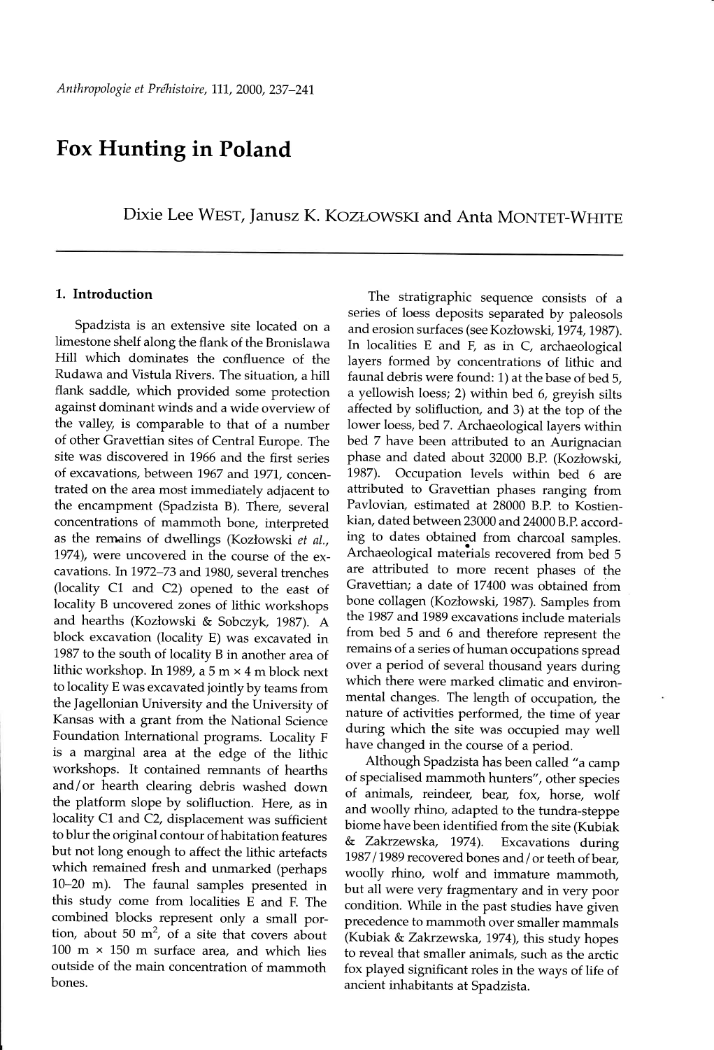# Fox Hunting in Poland

Dixie Lee WEST, Janusz K. KOZŁOWSKI and Anta MONTET-WHITE

## 1. Introduction

Spadzista is an extensive site located on a limestone shelf along the flank of the Bronislawa Hill which dominates the confluence of the Rudawa and Vistula Rivers. The situation, a hill flank saddle, which provided some protection against dominant winds and a wide overview of the valley, is comparable to that of a number of other Gravettian sites of Central Europe. The site was discovered in 1966 and the first series of excavations, between 1967 and 1971, concentrated on the area most immediately adjacent to the encampment (Spadzista B). There, several concentrations of mammoth bone, interpreted as the remains of dwellings (Kozłowski *et al.*, 1974), were uncovered in the course of the excavations. In 1972–73 and 1980, several trenches (locality C1 and C2) opened to the east of locality B uncovered zones of lithic workshops and hearths (Kozłowski & Sobczyk, 1987). A block excavation (locality E) was excavated in 1987 to the south of locality B in another area of lithic workshop. In 1989, a 5 m × 4 m block next to locality E was excavated jointly by teams from the Jagellonian University and the University of Kansas with a grant from the National Science Foundation International programs. Locality F is a marginal area at the edge of the lithic workshops. It contained remnants of hearths and/or hearth clearing debris washed down the platform slope by solifluction. Here, as in locality C1 and C2, displacement was sufficient to blur the original contour of habitation features but not long enough to affect the lithic artefacts which remained fresh and unmarked (perhaps 10–20 m). The faunal samples presented in this study come from localities E and F. The combined blocks represent only a small portion, about 50 m$^2$, of a site that covers about 100 m × 150 m surface area, and which lies outside of the main concentration of mammoth bones.

The stratigraphic sequence consists of a series of loess deposits separated by paleosols and erosion surfaces (see Kozłowski, 1974, 1987). In localities E and F, as in C, archaeological layers formed by concentrations of lithic and faunal debris were found: 1) at the base of bed 5, a yellowish loess; 2) within bed 6, greyish silts affected by solifluction, and 3) at the top of the lower loess, bed 7. Archaeological layers within bed 7 have been attributed to an Aurignacian phase and dated about 32000 B.P. (Kozłowski, 1987). Occupation levels within bed 6 are attributed to Gravettian phases ranging from Pavlovian, estimated at 28000 B.P. to Kostienkian, dated between 23000 and 24000 B.P. according to dates obtained from charcoal samples. Archaeological materials recovered from bed 5 are attributed to more recent phases of the Gravettian; a date of 17400 was obtained from bone collagen (Kozłowski, 1987). Samples from the 1987 and 1989 excavations include materials from bed 5 and 6 and therefore represent the remains of a series of human occupations spread over a period of several thousand years during which there were marked climatic and environmental changes. The length of occupation, the nature of activities performed, the time of year during which the site was occupied may well have changed in the course of a period.

Although Spadzista has been called "a camp of specialised mammoth hunters", other species of animals, reindeer, bear, fox, horse, wolf and woolly rhino, adapted to the tundra-steppe biome have been identified from the site (Kubiak & Zakrzewska, 1974). Excavations during 1987/1989 recovered bones and/or teeth of bear, woolly rhino, wolf and immature mammoth, but all were very fragmentary and in very poor condition. While in the past studies have given precedence to mammoth over smaller mammals (Kubiak & Zakrzewska, 1974), this study hopes to reveal that smaller animals, such as the arctic fox played significant roles in the ways of life of ancient inhabitants at Spadzista.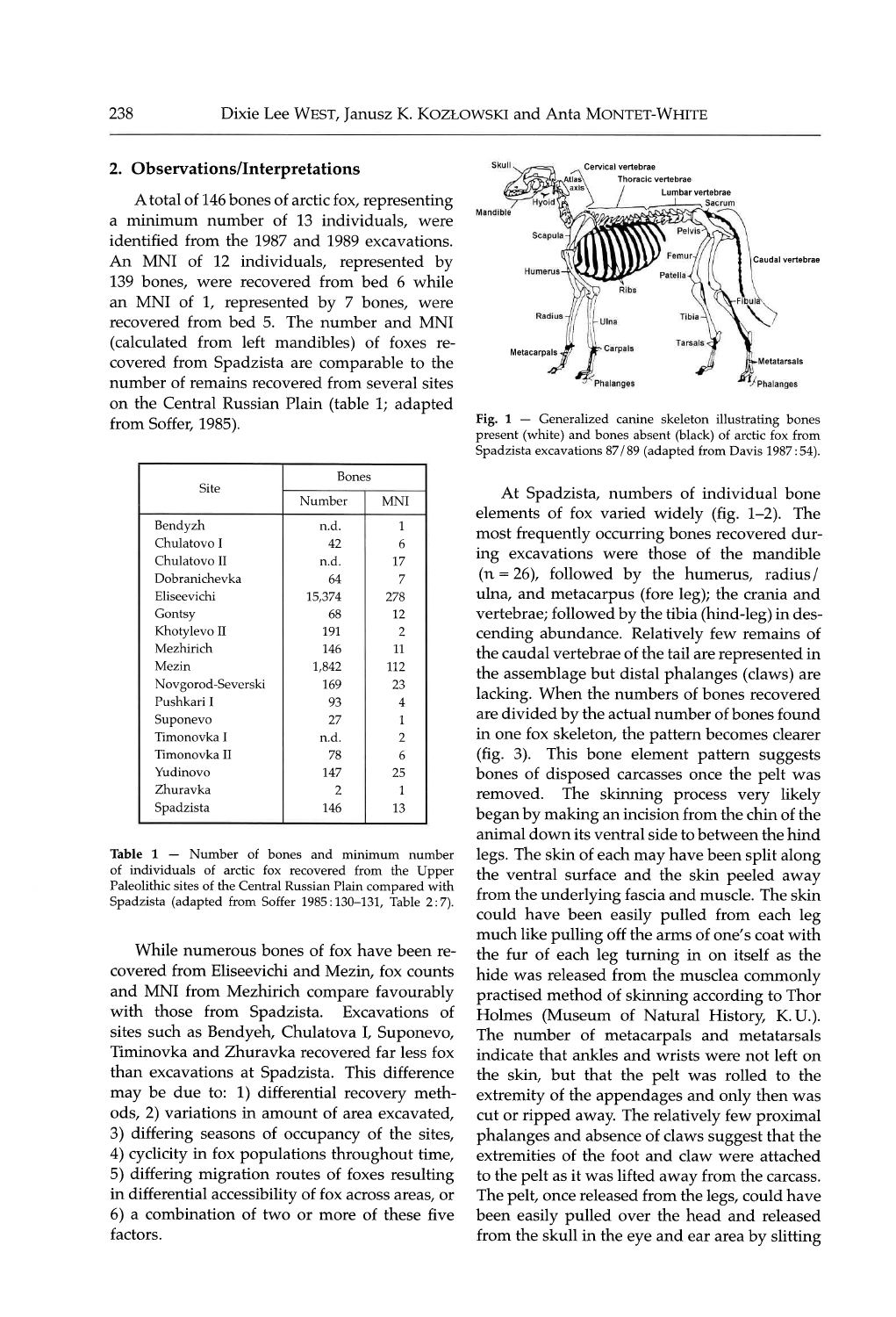## 2. Observations/Interpretations

A total of 146 bones of arctic fox, representing a minimum number of 13 individuals, were identified from the 1987 and 1989 excavations. An MNI of 12 individuals, represented by 139 bones, were recovered from bed 6 while an MNI of 1, represented by 7 bones, were recovered from bed 5. The number and MNI (calculated from left mandibles) of foxes recovered from Spadzista are comparable to the number of remains recovered from several sites on the Central Russian Plain (table 1; adapted from Soffer, 1985).

| Site | Bones | |
|---|---|---|
| | Number | MNI |
| Bendyzh | n.d. | 1 |
| Chulatovo I | 42 | 6 |
| Chulatovo II | n.d. | 17 |
| Dobranichevka | 64 | 7 |
| Eliseevichi | 15,374 | 278 |
| Gontsy | 68 | 12 |
| Khotylevo II | 191 | 2 |
| Mezhirich | 146 | 11 |
| Mezin | 1,842 | 112 |
| Novgorod-Severski | 169 | 23 |
| Pushkari I | 93 | 4 |
| Suponevo | 27 | 1 |
| Timonovka I | n.d. | 2 |
| Timonovka II | 78 | 6 |
| Yudinovo | 147 | 25 |
| Zhuravka | 2 | 1 |
| Spadzista | 146 | 13 |

**Table 1** — Number of bones and minimum number of individuals of arctic fox recovered from the Upper Paleolithic sites of the Central Russian Plain compared with Spadzista (adapted from Soffer 1985: 130–131, Table 2: 7).

While numerous bones of fox have been recovered from Eliseevichi and Mezin, fox counts and MNI from Mezhirich compare favourably with those from Spadzista. Excavations of sites such as Bendyeh, Chulatova I, Suponevo, Timinovka and Zhuravka recovered far less fox than excavations at Spadzista. This difference may be due to: 1) differential recovery methods, 2) variations in amount of area excavated, 3) differing seasons of occupancy of the sites, 4) cyclicity in fox populations throughout time, 5) differing migration routes of foxes resulting in differential accessibility of fox across areas, or 6) a combination of two or more of these five factors.

**Fig. 1** — Generalized canine skeleton illustrating bones present (white) and bones absent (black) of arctic fox from Spadzista excavations 87/89 (adapted from Davis 1987: 54).

At Spadzista, numbers of individual bone elements of fox varied widely (fig. 1–2). The most frequently occurring bones recovered during excavations were those of the mandible (n = 26), followed by the humerus, radius/ulna, and metacarpus (fore leg); the crania and vertebrae; followed by the tibia (hind-leg) in descending abundance. Relatively few remains of the caudal vertebrae of the tail are represented in the assemblage but distal phalanges (claws) are lacking. When the numbers of bones recovered are divided by the actual number of bones found in one fox skeleton, the pattern becomes clearer (fig. 3). This bone element pattern suggests bones of disposed carcasses once the pelt was removed. The skinning process very likely began by making an incision from the chin of the animal down its ventral side to between the hind legs. The skin of each may have been split along the ventral surface and the skin peeled away from the underlying fascia and muscle. The skin could have been easily pulled from each leg much like pulling off the arms of one's coat with the fur of each leg turning in on itself as the hide was released from the musclea commonly practised method of skinning according to Thor Holmes (Museum of Natural History, K. U.). The number of metacarpals and metatarsals indicate that ankles and wrists were not left on the skin, but that the pelt was rolled to the extremity of the appendages and only then was cut or ripped away. The relatively few proximal phalanges and absence of claws suggest that the extremities of the foot and claw were attached to the pelt as it was lifted away from the carcass. The pelt, once released from the legs, could have been easily pulled over the head and released from the skull in the eye and ear area by slitting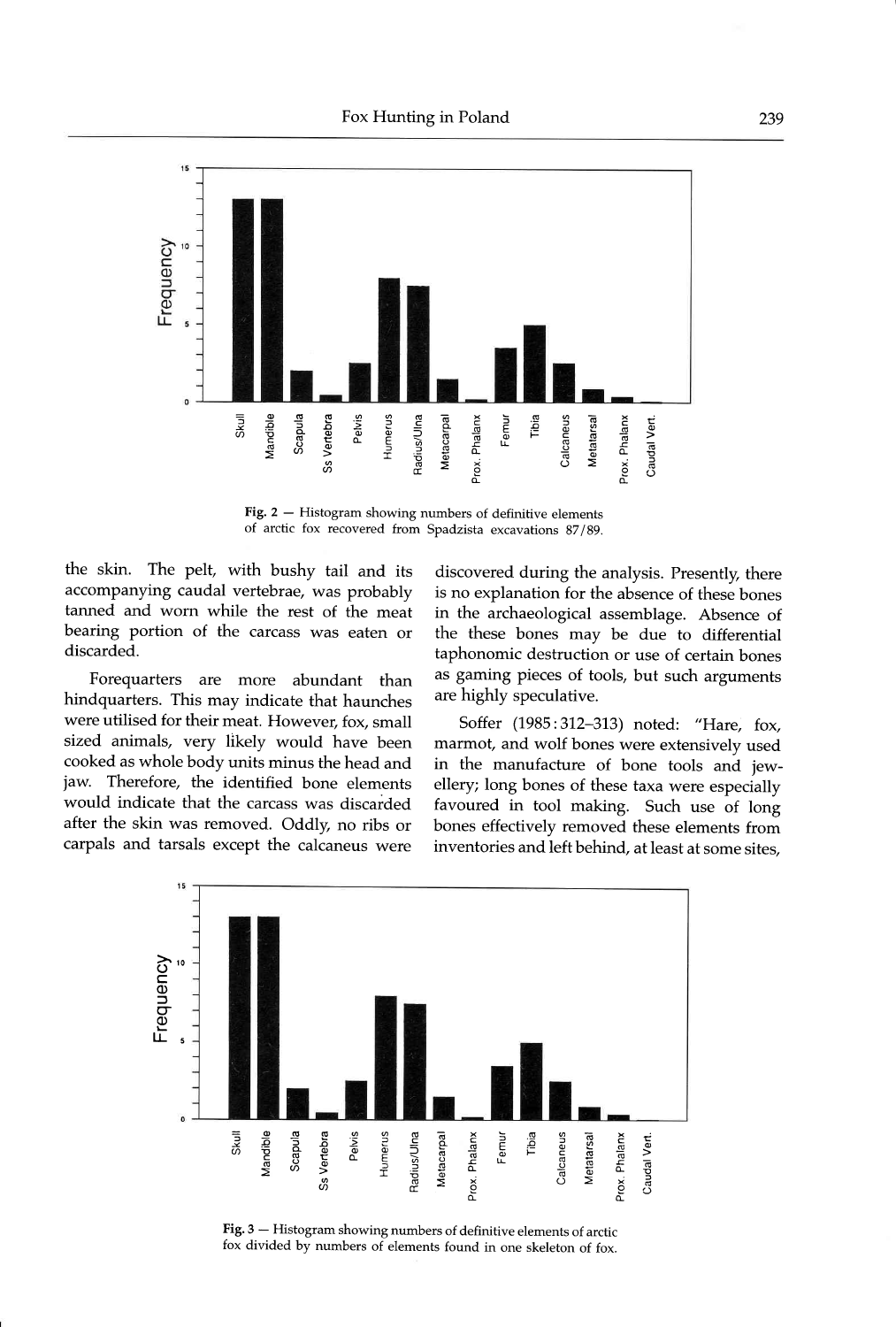Fig. 2 — Histogram showing numbers of definitive elements of arctic fox recovered from Spadzista excavations 87/89.

the skin. The pelt, with bushy tail and its accompanying caudal vertebrae, was probably tanned and worn while the rest of the meat bearing portion of the carcass was eaten or discarded.

Forequarters are more abundant than hindquarters. This may indicate that haunches were utilised for their meat. However, fox, small sized animals, very likely would have been cooked as whole body units minus the head and jaw. Therefore, the identified bone elements would indicate that the carcass was discarded after the skin was removed. Oddly, no ribs or carpals and tarsals except the calcaneus were discovered during the analysis. Presently, there is no explanation for the absence of these bones in the archaeological assemblage. Absence of the these bones may be due to differential taphonomic destruction or use of certain bones as gaming pieces of tools, but such arguments are highly speculative.

Soffer (1985: 312–313) noted: "Hare, fox, marmot, and wolf bones were extensively used in the manufacture of bone tools and jewellery; long bones of these taxa were especially favoured in tool making. Such use of long bones effectively removed these elements from inventories and left behind, at least at some sites,

Fig. 3 — Histogram showing numbers of definitive elements of arctic fox divided by numbers of elements found in one skeleton of fox.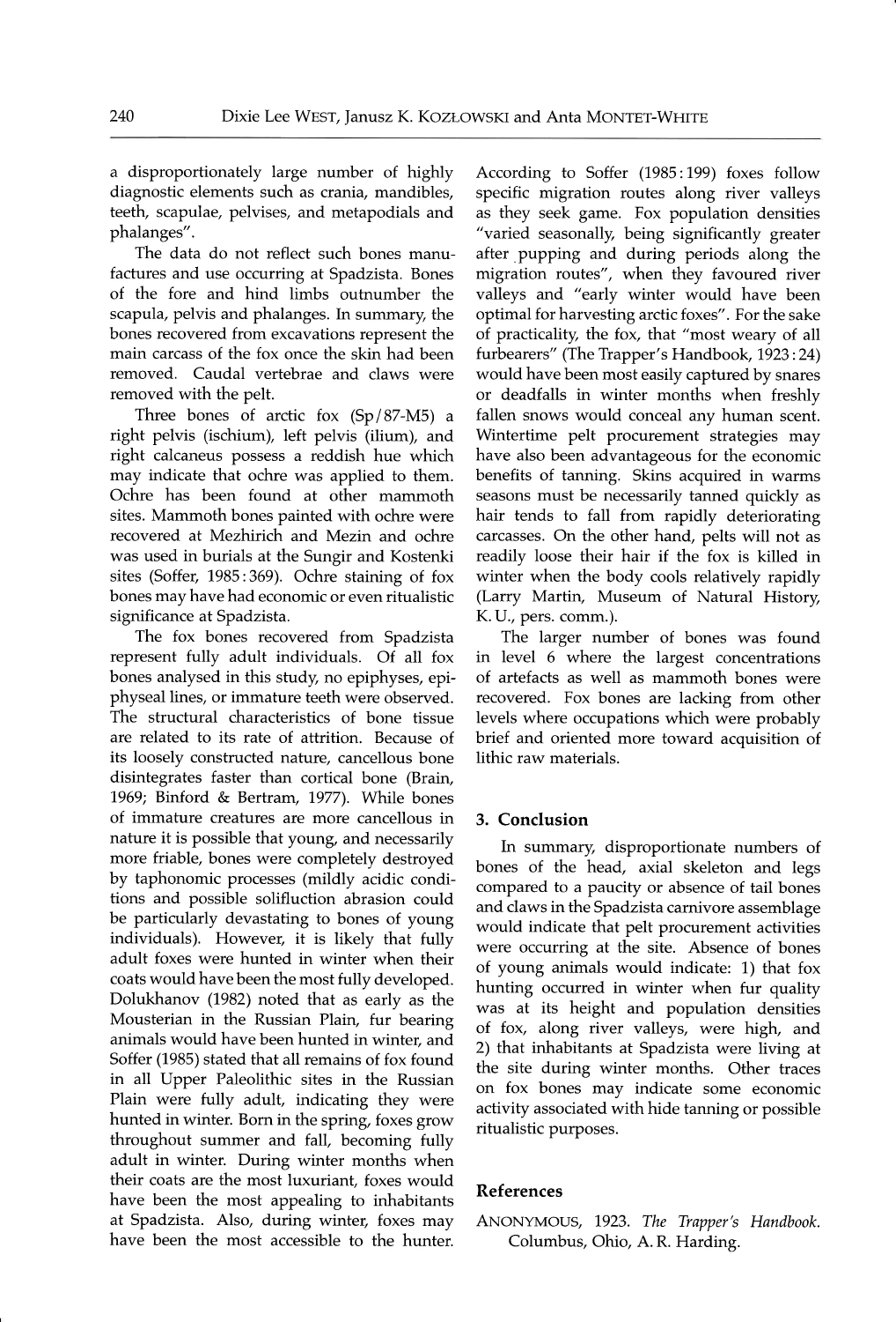a disproportionately large number of highly diagnostic elements such as crania, mandibles, teeth, scapulae, pelvises, and metapodials and phalanges".

The data do not reflect such bones manufactures and use occurring at Spadzista. Bones of the fore and hind limbs outnumber the scapula, pelvis and phalanges. In summary, the bones recovered from excavations represent the main carcass of the fox once the skin had been removed. Caudal vertebrae and claws were removed with the pelt.

Three bones of arctic fox (Sp/87-M5) a right pelvis (ischium), left pelvis (ilium), and right calcaneus possess a reddish hue which may indicate that ochre was applied to them. Ochre has been found at other mammoth sites. Mammoth bones painted with ochre were recovered at Mezhirich and Mezin and ochre was used in burials at the Sungir and Kostenki sites (Soffer, 1985:369). Ochre staining of fox bones may have had economic or even ritualistic significance at Spadzista.

The fox bones recovered from Spadzista represent fully adult individuals. Of all fox bones analysed in this study, no epiphyses, epiphyseal lines, or immature teeth were observed. The structural characteristics of bone tissue are related to its rate of attrition. Because of its loosely constructed nature, cancellous bone disintegrates faster than cortical bone (Brain, 1969; Binford & Bertram, 1977). While bones of immature creatures are more cancellous in nature it is possible that young, and necessarily more friable, bones were completely destroyed by taphonomic processes (mildly acidic conditions and possible solifluction abrasion could be particularly devastating to bones of young individuals). However, it is likely that fully adult foxes were hunted in winter when their coats would have been the most fully developed. Dolukhanov (1982) noted that as early as the Mousterian in the Russian Plain, fur bearing animals would have been hunted in winter, and Soffer (1985) stated that all remains of fox found in all Upper Paleolithic sites in the Russian Plain were fully adult, indicating they were hunted in winter. Born in the spring, foxes grow throughout summer and fall, becoming fully adult in winter. During winter months when their coats are the most luxuriant, foxes would have been the most appealing to inhabitants at Spadzista. Also, during winter, foxes may have been the most accessible to the hunter. According to Soffer (1985:199) foxes follow specific migration routes along river valleys as they seek game. Fox population densities "varied seasonally, being significantly greater after pupping and during periods along the migration routes", when they favoured river valleys and "early winter would have been optimal for harvesting arctic foxes". For the sake of practicality, the fox, that "most weary of all furbearers" (The Trapper's Handbook, 1923:24) would have been most easily captured by snares or deadfalls in winter months when freshly fallen snows would conceal any human scent. Wintertime pelt procurement strategies may have also been advantageous for the economic benefits of tanning. Skins acquired in warms seasons must be necessarily tanned quickly as hair tends to fall from rapidly deteriorating carcasses. On the other hand, pelts will not as readily loose their hair if the fox is killed in winter when the body cools relatively rapidly (Larry Martin, Museum of Natural History, K. U., pers. comm.).

The larger number of bones was found in level 6 where the largest concentrations of artefacts as well as mammoth bones were recovered. Fox bones are lacking from other levels where occupations which were probably brief and oriented more toward acquisition of lithic raw materials.

## 3. Conclusion

In summary, disproportionate numbers of bones of the head, axial skeleton and legs compared to a paucity or absence of tail bones and claws in the Spadzista carnivore assemblage would indicate that pelt procurement activities were occurring at the site. Absence of bones of young animals would indicate: 1) that fox hunting occurred in winter when fur quality was at its height and population densities of fox, along river valleys, were high, and 2) that inhabitants at Spadzista were living at the site during winter months. Other traces on fox bones may indicate some economic activity associated with hide tanning or possible ritualistic purposes.

## References

ANONYMOUS, 1923. *The Trapper's Handbook.* Columbus, Ohio, A. R. Harding.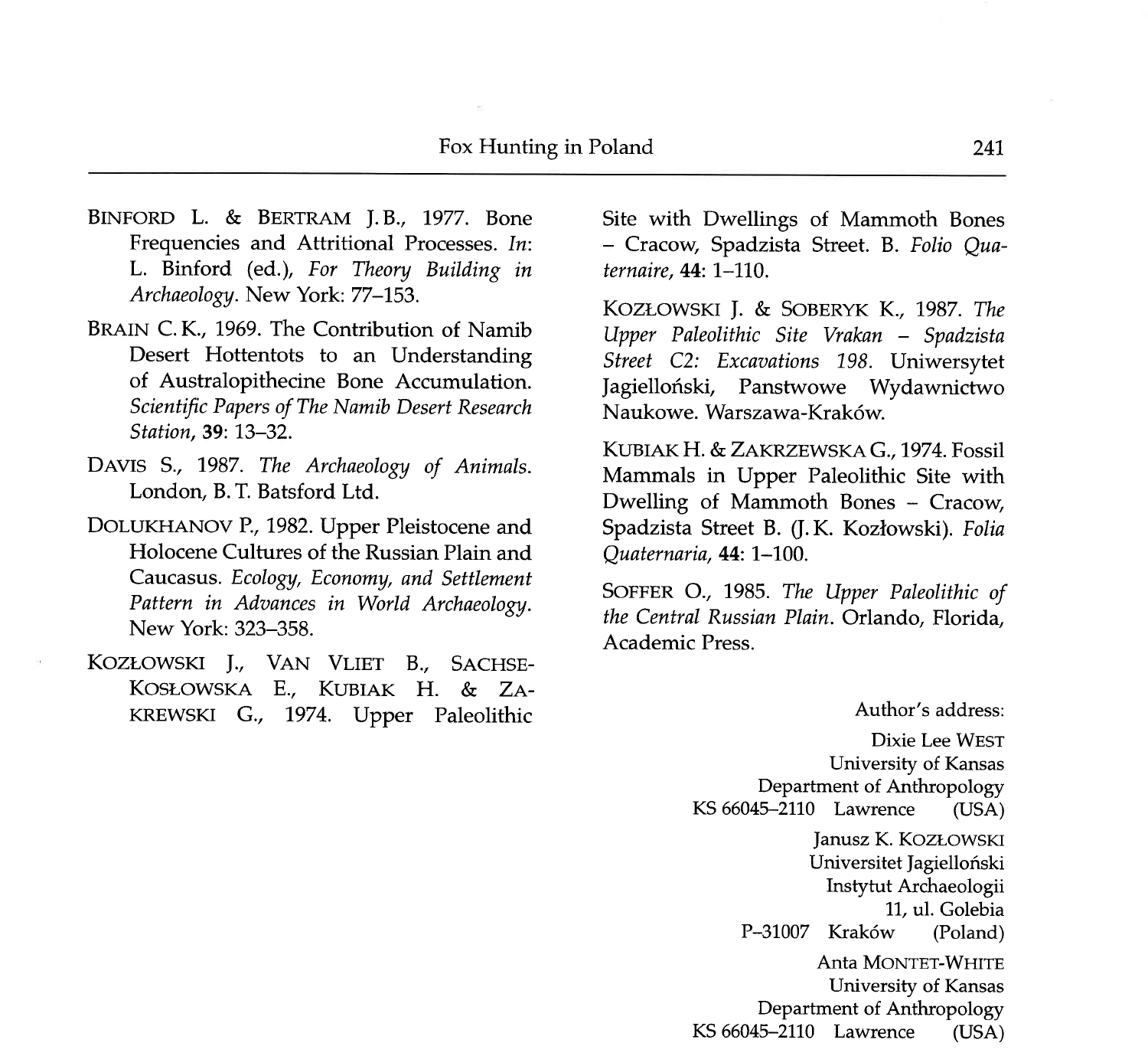BINFORD L. & BERTRAM J. B., 1977. Bone Frequencies and Attritional Processes. *In*: L. Binford (ed.), *For Theory Building in Archaeology*. New York: 77–153.

BRAIN C. K., 1969. The Contribution of Namib Desert Hottentots to an Understanding of Australopithecine Bone Accumulation. *Scientific Papers of The Namib Desert Research Station*, **39**: 13–32.

DAVIS S., 1987. *The Archaeology of Animals*. London, B. T. Batsford Ltd.

DOLUKHANOV P., 1982. Upper Pleistocene and Holocene Cultures of the Russian Plain and Caucasus. *Ecology, Economy, and Settlement Pattern in Advances in World Archaeology*. New York: 323–358.

KOZŁOWSKI J., VAN VLIET B., SACHSE-KOSŁOWSKA E., KUBIAK H. & ZAKREWSKI G., 1974. Upper Paleolithic Site with Dwellings of Mammoth Bones – Cracow, Spadzista Street. B. *Folio Quaternaire*, **44**: 1–110.

KOZŁOWSKI J. & SOBERYK K., 1987. *The Upper Paleolithic Site Vrakan – Spadzista Street C2: Excavations 198*. Uniwersytet Jagielloński, Panstwowe Wydawnictwo Naukowe. Warszawa-Kraków.

KUBIAK H. & ZAKRZEWSKA G., 1974. Fossil Mammals in Upper Paleolithic Site with Dwelling of Mammoth Bones – Cracow, Spadzista Street B. (J. K. Kozłowski). *Folia Quaternaria*, **44**: 1–100.

SOFFER O., 1985. *The Upper Paleolithic of the Central Russian Plain*. Orlando, Florida, Academic Press.

Author's address:

Dixie Lee WEST
University of Kansas
Department of Anthropology
KS 66045–2110 Lawrence (USA)

Janusz K. KOZŁOWSKI
Universitet Jagielloński
Instytut Archaeologii
11, ul. Golebia
P–31007 Kraków (Poland)

Anta MONTET-WHITE
University of Kansas
Department of Anthropology
KS 66045–2110 Lawrence (USA)